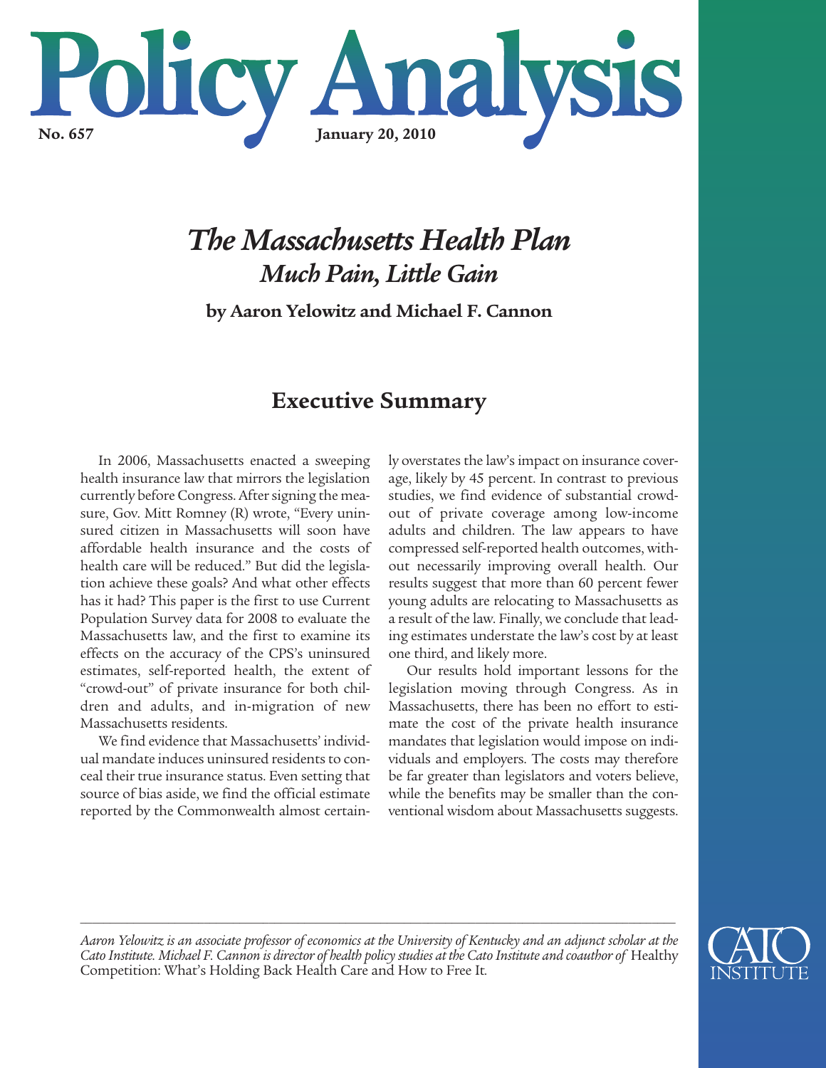# Policy Analysis

**No. 657** **January 20, 2010**

## *The Massachusetts Health Plan*
### *Much Pain, Little Gain*

**by Aaron Yelowitz and Michael F. Cannon**

## Executive Summary

In 2006, Massachusetts enacted a sweeping health insurance law that mirrors the legislation currently before Congress. After signing the measure, Gov. Mitt Romney (R) wrote, "Every uninsured citizen in Massachusetts will soon have affordable health insurance and the costs of health care will be reduced." But did the legislation achieve these goals? And what other effects has it had? This paper is the first to use Current Population Survey data for 2008 to evaluate the Massachusetts law, and the first to examine its effects on the accuracy of the CPS's uninsured estimates, self-reported health, the extent of "crowd-out" of private insurance for both children and adults, and in-migration of new Massachusetts residents.

We find evidence that Massachusetts' individual mandate induces uninsured residents to conceal their true insurance status. Even setting that source of bias aside, we find the official estimate reported by the Commonwealth almost certainly overstates the law's impact on insurance coverage, likely by 45 percent. In contrast to previous studies, we find evidence of substantial crowd-out of private coverage among low-income adults and children. The law appears to have compressed self-reported health outcomes, without necessarily improving overall health. Our results suggest that more than 60 percent fewer young adults are relocating to Massachusetts as a result of the law. Finally, we conclude that leading estimates understate the law's cost by at least one third, and likely more.

Our results hold important lessons for the legislation moving through Congress. As in Massachusetts, there has been no effort to estimate the cost of the private health insurance mandates that legislation would impose on individuals and employers. The costs may therefore be far greater than legislators and voters believe, while the benefits may be smaller than the conventional wisdom about Massachusetts suggests.

---

*Aaron Yelowitz is an associate professor of economics at the University of Kentucky and an adjunct scholar at the Cato Institute. Michael F. Cannon is director of health policy studies at the Cato Institute and coauthor of* Healthy Competition: What's Holding Back Health Care and How to Free It.

CATO INSTITUTE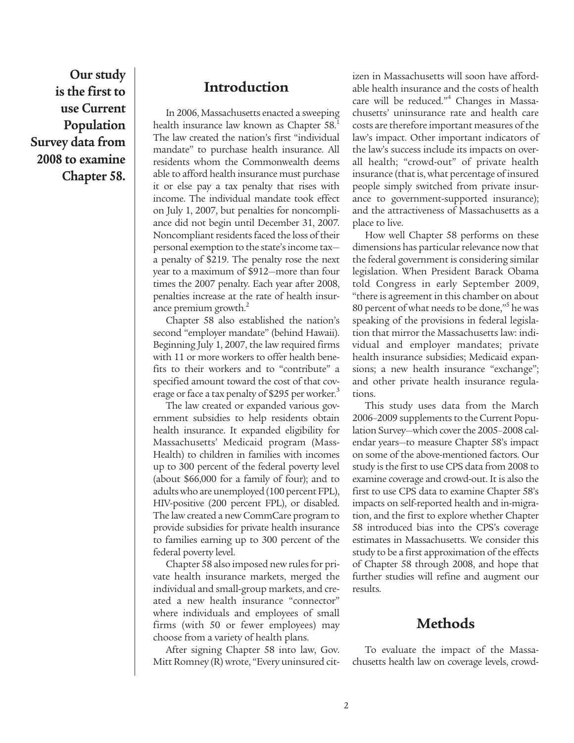**Our study is the first to use Current Population Survey data from 2008 to examine Chapter 58.**

## Introduction

In 2006, Massachusetts enacted a sweeping health insurance law known as Chapter 58.[1] The law created the nation's first "individual mandate" to purchase health insurance. All residents whom the Commonwealth deems able to afford health insurance must purchase it or else pay a tax penalty that rises with income. The individual mandate took effect on July 1, 2007, but penalties for noncompliance did not begin until December 31, 2007. Noncompliant residents faced the loss of their personal exemption to the state's income tax—a penalty of $219. The penalty rose the next year to a maximum of $912—more than four times the 2007 penalty. Each year after 2008, penalties increase at the rate of health insurance premium growth.[2]

Chapter 58 also established the nation's second "employer mandate" (behind Hawaii). Beginning July 1, 2007, the law required firms with 11 or more workers to offer health benefits to their workers and to "contribute" a specified amount toward the cost of that coverage or face a tax penalty of $295 per worker.[3]

The law created or expanded various government subsidies to help residents obtain health insurance. It expanded eligibility for Massachusetts' Medicaid program (MassHealth) to children in families with incomes up to 300 percent of the federal poverty level (about $66,000 for a family of four); and to adults who are unemployed (100 percent FPL), HIV-positive (200 percent FPL), or disabled. The law created a new CommCare program to provide subsidies for private health insurance to families earning up to 300 percent of the federal poverty level.

Chapter 58 also imposed new rules for private health insurance markets, merged the individual and small-group markets, and created a new health insurance "connector" where individuals and employees of small firms (with 50 or fewer employees) may choose from a variety of health plans.

After signing Chapter 58 into law, Gov. Mitt Romney (R) wrote, "Every uninsured citizen in Massachusetts will soon have affordable health insurance and the costs of health care will be reduced."[4] Changes in Massachusetts' uninsurance rate and health care costs are therefore important measures of the law's impact. Other important indicators of the law's success include its impacts on overall health; "crowd-out" of private health insurance (that is, what percentage of insured people simply switched from private insurance to government-supported insurance); and the attractiveness of Massachusetts as a place to live.

How well Chapter 58 performs on these dimensions has particular relevance now that the federal government is considering similar legislation. When President Barack Obama told Congress in early September 2009, "there is agreement in this chamber on about 80 percent of what needs to be done,"[5] he was speaking of the provisions in federal legislation that mirror the Massachusetts law: individual and employer mandates; private health insurance subsidies; Medicaid expansions; a new health insurance "exchange"; and other private health insurance regulations.

This study uses data from the March 2006–2009 supplements to the Current Population Survey—which cover the 2005–2008 calendar years—to measure Chapter 58's impact on some of the above-mentioned factors. Our study is the first to use CPS data from 2008 to examine coverage and crowd-out. It is also the first to use CPS data to examine Chapter 58's impacts on self-reported health and in-migration, and the first to explore whether Chapter 58 introduced bias into the CPS's coverage estimates in Massachusetts. We consider this study to be a first approximation of the effects of Chapter 58 through 2008, and hope that further studies will refine and augment our results.

## Methods

To evaluate the impact of the Massachusetts health law on coverage levels, crowd-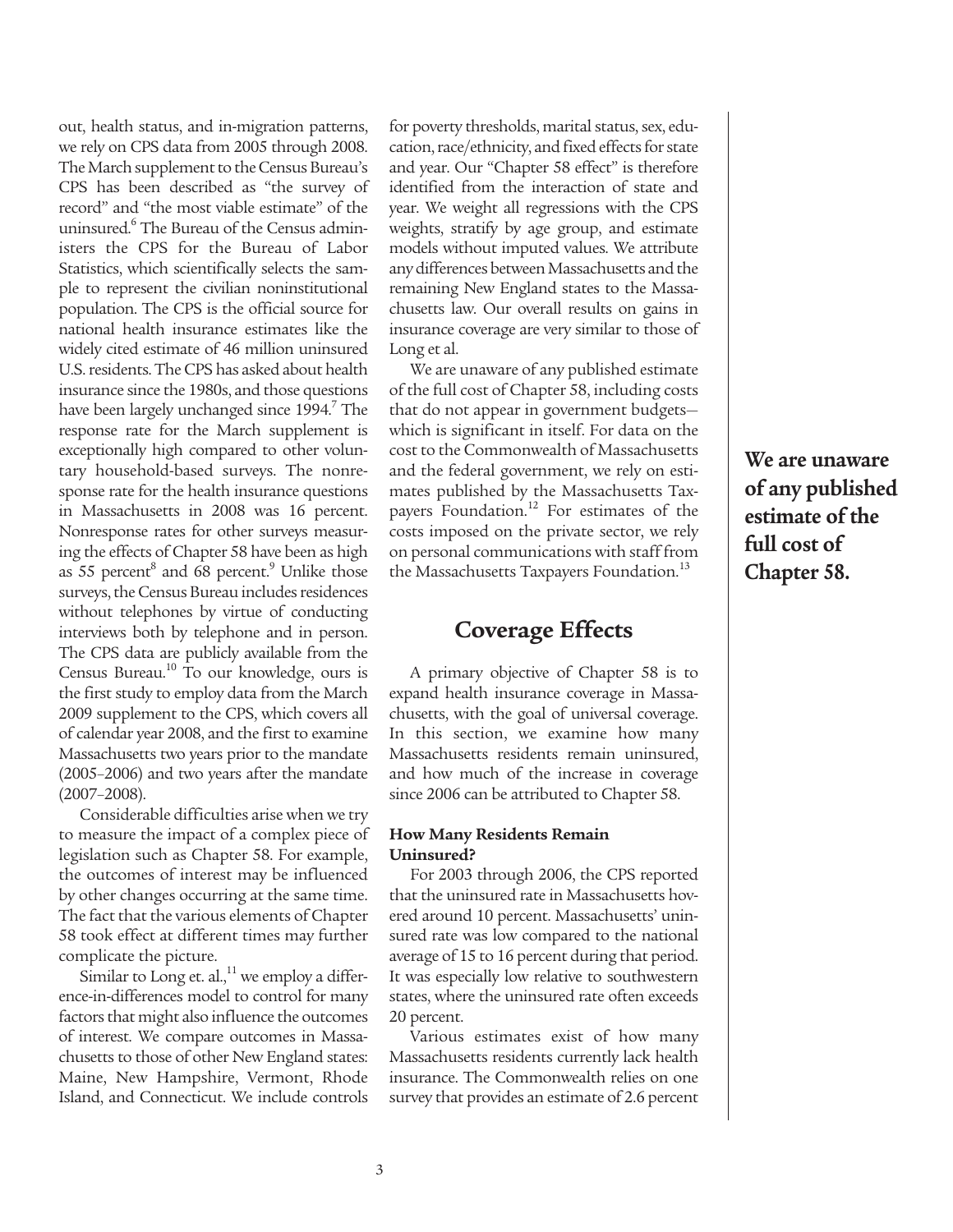out, health status, and in-migration patterns, we rely on CPS data from 2005 through 2008. The March supplement to the Census Bureau's CPS has been described as "the survey of record" and "the most viable estimate" of the uninsured.[6] The Bureau of the Census administers the CPS for the Bureau of Labor Statistics, which scientifically selects the sample to represent the civilian noninstitutional population. The CPS is the official source for national health insurance estimates like the widely cited estimate of 46 million uninsured U.S. residents. The CPS has asked about health insurance since the 1980s, and those questions have been largely unchanged since 1994.[7] The response rate for the March supplement is exceptionally high compared to other voluntary household-based surveys. The nonresponse rate for the health insurance questions in Massachusetts in 2008 was 16 percent. Nonresponse rates for other surveys measuring the effects of Chapter 58 have been as high as 55 percent[8] and 68 percent.[9] Unlike those surveys, the Census Bureau includes residences without telephones by virtue of conducting interviews both by telephone and in person. The CPS data are publicly available from the Census Bureau.[10] To our knowledge, ours is the first study to employ data from the March 2009 supplement to the CPS, which covers all of calendar year 2008, and the first to examine Massachusetts two years prior to the mandate (2005–2006) and two years after the mandate (2007–2008).

Considerable difficulties arise when we try to measure the impact of a complex piece of legislation such as Chapter 58. For example, the outcomes of interest may be influenced by other changes occurring at the same time. The fact that the various elements of Chapter 58 took effect at different times may further complicate the picture.

Similar to Long et. al.,[11] we employ a difference-in-differences model to control for many factors that might also influence the outcomes of interest. We compare outcomes in Massachusetts to those of other New England states: Maine, New Hampshire, Vermont, Rhode Island, and Connecticut. We include controls for poverty thresholds, marital status, sex, education, race/ethnicity, and fixed effects for state and year. Our "Chapter 58 effect" is therefore identified from the interaction of state and year. We weight all regressions with the CPS weights, stratify by age group, and estimate models without imputed values. We attribute any differences between Massachusetts and the remaining New England states to the Massachusetts law. Our overall results on gains in insurance coverage are very similar to those of Long et al.

We are unaware of any published estimate of the full cost of Chapter 58, including costs that do not appear in government budgets—which is significant in itself. For data on the cost to the Commonwealth of Massachusetts and the federal government, we rely on estimates published by the Massachusetts Taxpayers Foundation.[12] For estimates of the costs imposed on the private sector, we rely on personal communications with staff from the Massachusetts Taxpayers Foundation.[13]

**We are unaware of any published estimate of the full cost of Chapter 58.**

## Coverage Effects

A primary objective of Chapter 58 is to expand health insurance coverage in Massachusetts, with the goal of universal coverage. In this section, we examine how many Massachusetts residents remain uninsured, and how much of the increase in coverage since 2006 can be attributed to Chapter 58.

### How Many Residents Remain Uninsured?

For 2003 through 2006, the CPS reported that the uninsured rate in Massachusetts hovered around 10 percent. Massachusetts' uninsured rate was low compared to the national average of 15 to 16 percent during that period. It was especially low relative to southwestern states, where the uninsured rate often exceeds 20 percent.

Various estimates exist of how many Massachusetts residents currently lack health insurance. The Commonwealth relies on one survey that provides an estimate of 2.6 percent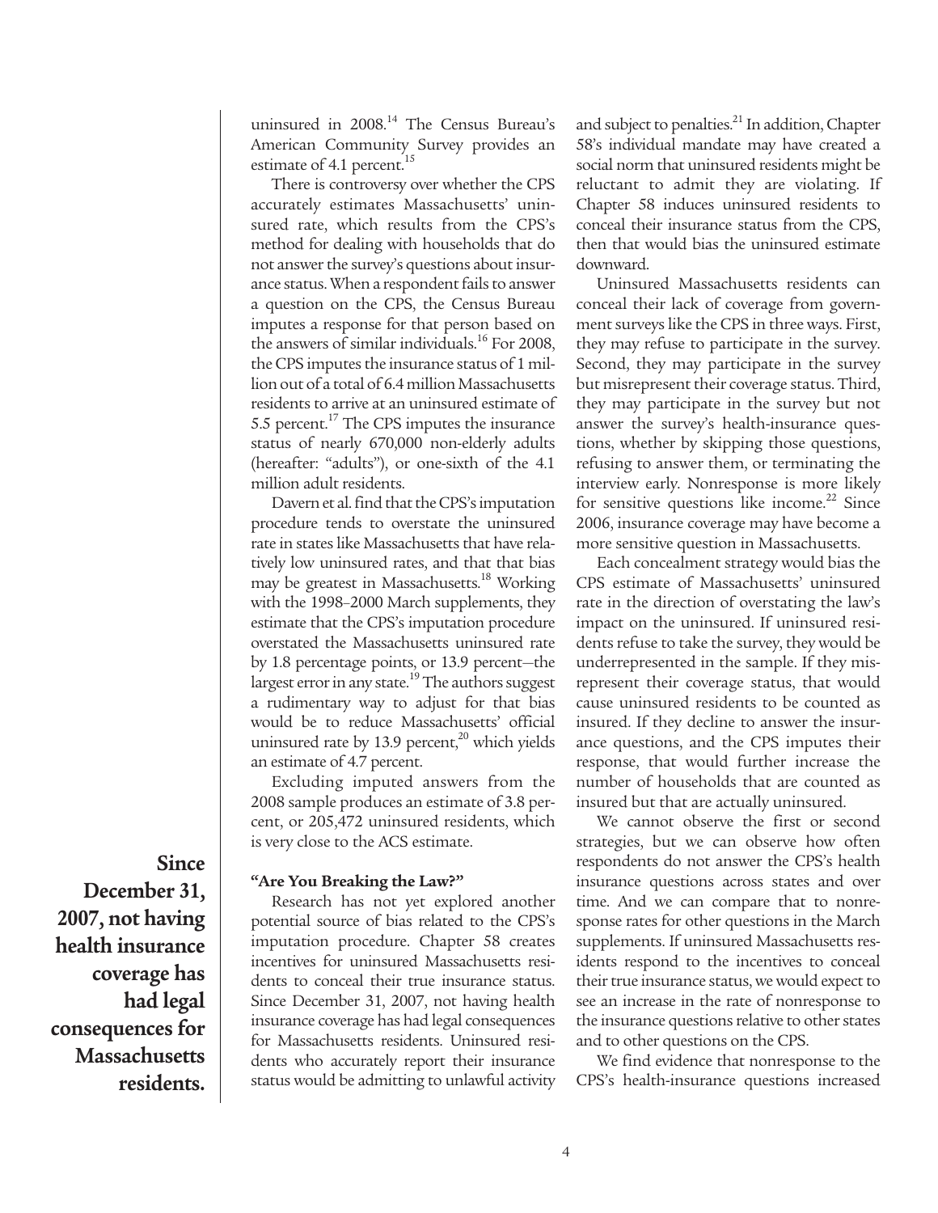uninsured in 2008.[14] The Census Bureau's American Community Survey provides an estimate of 4.1 percent.[15]

There is controversy over whether the CPS accurately estimates Massachusetts' uninsured rate, which results from the CPS's method for dealing with households that do not answer the survey's questions about insurance status. When a respondent fails to answer a question on the CPS, the Census Bureau imputes a response for that person based on the answers of similar individuals.[16] For 2008, the CPS imputes the insurance status of 1 million out of a total of 6.4 million Massachusetts residents to arrive at an uninsured estimate of 5.5 percent.[17] The CPS imputes the insurance status of nearly 670,000 non-elderly adults (hereafter: "adults"), or one-sixth of the 4.1 million adult residents.

Davern et al. find that the CPS's imputation procedure tends to overstate the uninsured rate in states like Massachusetts that have relatively low uninsured rates, and that that bias may be greatest in Massachusetts.[18] Working with the 1998–2000 March supplements, they estimate that the CPS's imputation procedure overstated the Massachusetts uninsured rate by 1.8 percentage points, or 13.9 percent—the largest error in any state.[19] The authors suggest a rudimentary way to adjust for that bias would be to reduce Massachusetts' official uninsured rate by 13.9 percent,[20] which yields an estimate of 4.7 percent.

Excluding imputed answers from the 2008 sample produces an estimate of 3.8 percent, or 205,472 uninsured residents, which is very close to the ACS estimate.

**Since December 31, 2007, not having health insurance coverage has had legal consequences for Massachusetts residents.**

### "Are You Breaking the Law?"

Research has not yet explored another potential source of bias related to the CPS's imputation procedure. Chapter 58 creates incentives for uninsured Massachusetts residents to conceal their true insurance status. Since December 31, 2007, not having health insurance coverage has had legal consequences for Massachusetts residents. Uninsured residents who accurately report their insurance status would be admitting to unlawful activity and subject to penalties.[21] In addition, Chapter 58's individual mandate may have created a social norm that uninsured residents might be reluctant to admit they are violating. If Chapter 58 induces uninsured residents to conceal their insurance status from the CPS, then that would bias the uninsured estimate downward.

Uninsured Massachusetts residents can conceal their lack of coverage from government surveys like the CPS in three ways. First, they may refuse to participate in the survey. Second, they may participate in the survey but misrepresent their coverage status. Third, they may participate in the survey but not answer the survey's health-insurance questions, whether by skipping those questions, refusing to answer them, or terminating the interview early. Nonresponse is more likely for sensitive questions like income.[22] Since 2006, insurance coverage may have become a more sensitive question in Massachusetts.

Each concealment strategy would bias the CPS estimate of Massachusetts' uninsured rate in the direction of overstating the law's impact on the uninsured. If uninsured residents refuse to take the survey, they would be underrepresented in the sample. If they misrepresent their coverage status, that would cause uninsured residents to be counted as insured. If they decline to answer the insurance questions, and the CPS imputes their response, that would further increase the number of households that are counted as insured but that are actually uninsured.

We cannot observe the first or second strategies, but we can observe how often respondents do not answer the CPS's health insurance questions across states and over time. And we can compare that to nonresponse rates for other questions in the March supplements. If uninsured Massachusetts residents respond to the incentives to conceal their true insurance status, we would expect to see an increase in the rate of nonresponse to the insurance questions relative to other states and to other questions on the CPS.

We find evidence that nonresponse to the CPS's health-insurance questions increased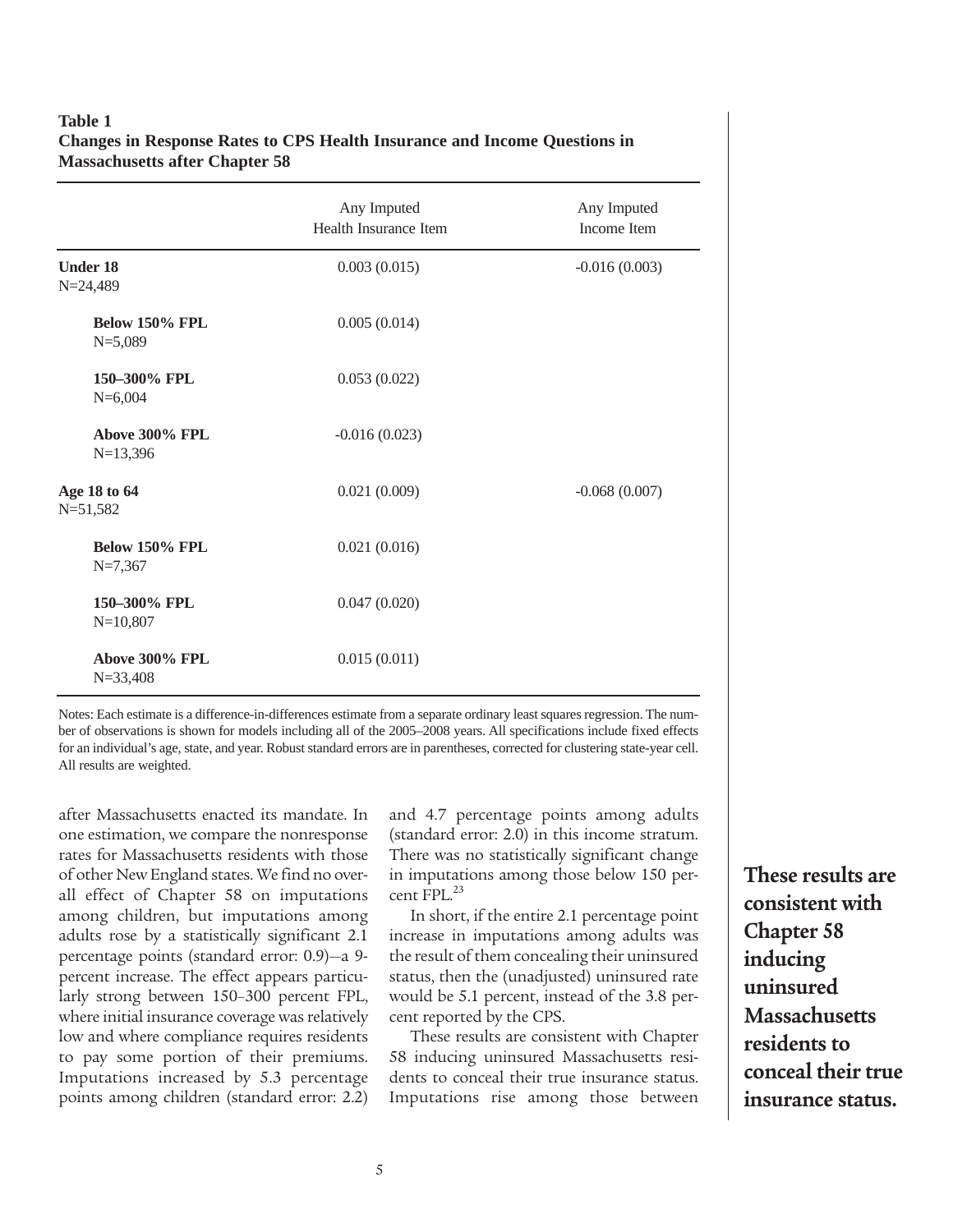**Table 1**
**Changes in Response Rates to CPS Health Insurance and Income Questions in Massachusetts after Chapter 58**

| | Any Imputed Health Insurance Item | Any Imputed Income Item |
|---|---|---|
| **Under 18** N=24,489 | 0.003 (0.015) | -0.016 (0.003) |
| **Below 150% FPL** N=5,089 | 0.005 (0.014) | |
| **150–300% FPL** N=6,004 | 0.053 (0.022) | |
| **Above 300% FPL** N=13,396 | -0.016 (0.023) | |
| **Age 18 to 64** N=51,582 | 0.021 (0.009) | -0.068 (0.007) |
| **Below 150% FPL** N=7,367 | 0.021 (0.016) | |
| **150–300% FPL** N=10,807 | 0.047 (0.020) | |
| **Above 300% FPL** N=33,408 | 0.015 (0.011) | |

Notes: Each estimate is a difference-in-differences estimate from a separate ordinary least squares regression. The number of observations is shown for models including all of the 2005–2008 years. All specifications include fixed effects for an individual's age, state, and year. Robust standard errors are in parentheses, corrected for clustering state-year cell. All results are weighted.

after Massachusetts enacted its mandate. In one estimation, we compare the nonresponse rates for Massachusetts residents with those of other New England states. We find no overall effect of Chapter 58 on imputations among children, but imputations among adults rose by a statistically significant 2.1 percentage points (standard error: 0.9)—a 9-percent increase. The effect appears particularly strong between 150–300 percent FPL, where initial insurance coverage was relatively low and where compliance requires residents to pay some portion of their premiums. Imputations increased by 5.3 percentage points among children (standard error: 2.2) and 4.7 percentage points among adults (standard error: 2.0) in this income stratum. There was no statistically significant change in imputations among those below 150 percent FPL.[23]

In short, if the entire 2.1 percentage point increase in imputations among adults was the result of them concealing their uninsured status, then the (unadjusted) uninsured rate would be 5.1 percent, instead of the 3.8 percent reported by the CPS.

These results are consistent with Chapter 58 inducing uninsured Massachusetts residents to conceal their true insurance status. Imputations rise among those between

**These results are consistent with Chapter 58 inducing uninsured Massachusetts residents to conceal their true insurance status.**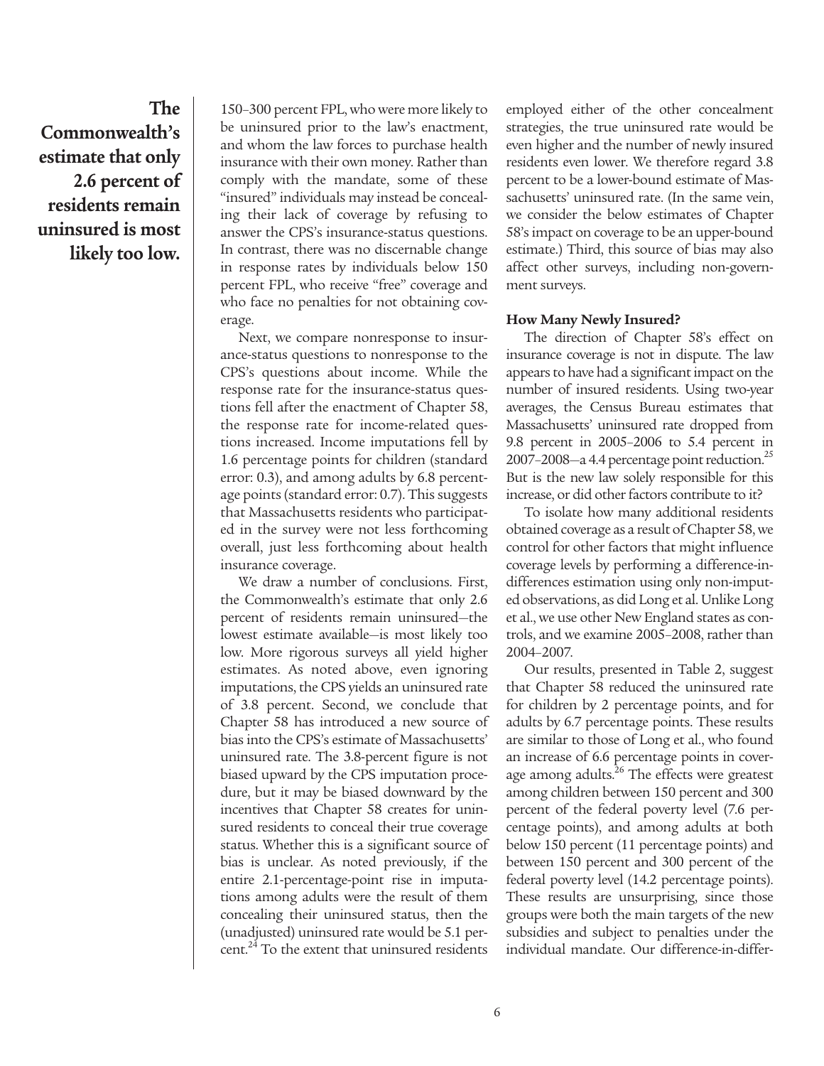**The Commonwealth's estimate that only 2.6 percent of residents remain uninsured is most likely too low.**

150–300 percent FPL, who were more likely to be uninsured prior to the law's enactment, and whom the law forces to purchase health insurance with their own money. Rather than comply with the mandate, some of these "insured" individuals may instead be concealing their lack of coverage by refusing to answer the CPS's insurance-status questions. In contrast, there was no discernable change in response rates by individuals below 150 percent FPL, who receive "free" coverage and who face no penalties for not obtaining coverage.

Next, we compare nonresponse to insurance-status questions to nonresponse to the CPS's questions about income. While the response rate for the insurance-status questions fell after the enactment of Chapter 58, the response rate for income-related questions increased. Income imputations fell by 1.6 percentage points for children (standard error: 0.3), and among adults by 6.8 percentage points (standard error: 0.7). This suggests that Massachusetts residents who participated in the survey were not less forthcoming overall, just less forthcoming about health insurance coverage.

We draw a number of conclusions. First, the Commonwealth's estimate that only 2.6 percent of residents remain uninsured—the lowest estimate available—is most likely too low. More rigorous surveys all yield higher estimates. As noted above, even ignoring imputations, the CPS yields an uninsured rate of 3.8 percent. Second, we conclude that Chapter 58 has introduced a new source of bias into the CPS's estimate of Massachusetts' uninsured rate. The 3.8-percent figure is not biased upward by the CPS imputation procedure, but it may be biased downward by the incentives that Chapter 58 creates for uninsured residents to conceal their true coverage status. Whether this is a significant source of bias is unclear. As noted previously, if the entire 2.1-percentage-point rise in imputations among adults were the result of them concealing their uninsured status, then the (unadjusted) uninsured rate would be 5.1 percent.[24] To the extent that uninsured residents employed either of the other concealment strategies, the true uninsured rate would be even higher and the number of newly insured residents even lower. We therefore regard 3.8 percent to be a lower-bound estimate of Massachusetts' uninsured rate. (In the same vein, we consider the below estimates of Chapter 58's impact on coverage to be an upper-bound estimate.) Third, this source of bias may also affect other surveys, including non-government surveys.

### How Many Newly Insured?

The direction of Chapter 58's effect on insurance coverage is not in dispute. The law appears to have had a significant impact on the number of insured residents. Using two-year averages, the Census Bureau estimates that Massachusetts' uninsured rate dropped from 9.8 percent in 2005–2006 to 5.4 percent in 2007–2008—a 4.4 percentage point reduction.[25] But is the new law solely responsible for this increase, or did other factors contribute to it?

To isolate how many additional residents obtained coverage as a result of Chapter 58, we control for other factors that might influence coverage levels by performing a difference-in-differences estimation using only non-imputed observations, as did Long et al. Unlike Long et al., we use other New England states as controls, and we examine 2005–2008, rather than 2004–2007.

Our results, presented in Table 2, suggest that Chapter 58 reduced the uninsured rate for children by 2 percentage points, and for adults by 6.7 percentage points. These results are similar to those of Long et al., who found an increase of 6.6 percentage points in coverage among adults.[26] The effects were greatest among children between 150 percent and 300 percent of the federal poverty level (7.6 percentage points), and among adults at both below 150 percent (11 percentage points) and between 150 percent and 300 percent of the federal poverty level (14.2 percentage points). These results are unsurprising, since those groups were both the main targets of the new subsidies and subject to penalties under the individual mandate. Our difference-in-differ-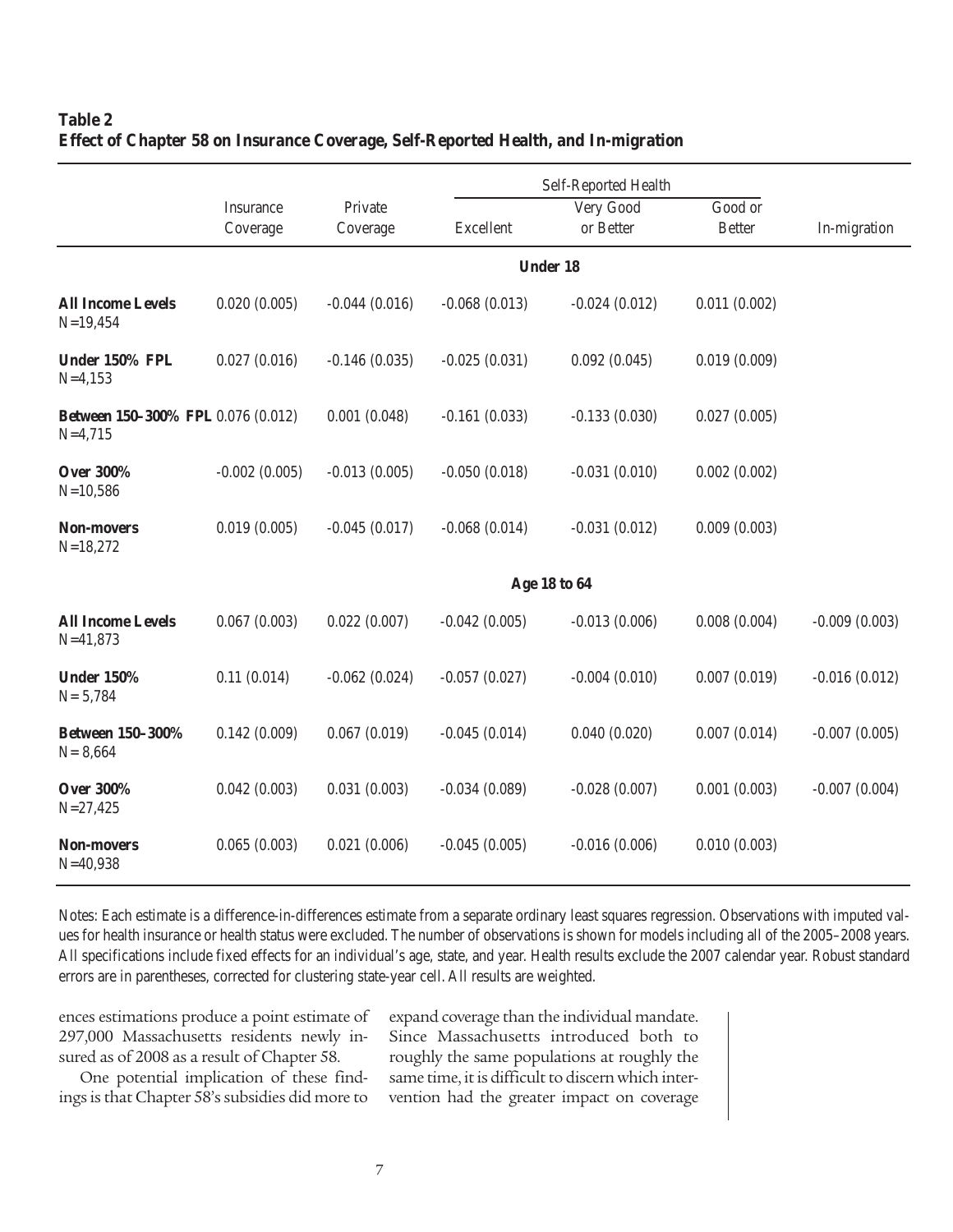**Table 2**
**Effect of Chapter 58 on Insurance Coverage, Self-Reported Health, and In-migration**

| | Insurance Coverage | Private Coverage | Self-Reported Health | | | In-migration |
|---|---|---|---|---|---|---|
| | | | Excellent | Very Good or Better | Good or Better | |
| **Under 18** | | | | | | |
| **All Income Levels** N=19,454 | 0.020 (0.005) | -0.044 (0.016) | -0.068 (0.013) | -0.024 (0.012) | 0.011 (0.002) | |
| **Under 150% FPL** N=4,153 | 0.027 (0.016) | -0.146 (0.035) | -0.025 (0.031) | 0.092 (0.045) | 0.019 (0.009) | |
| **Between 150–300% FPL** N=4,715 | 0.076 (0.012) | 0.001 (0.048) | -0.161 (0.033) | -0.133 (0.030) | 0.027 (0.005) | |
| **Over 300%** N=10,586 | -0.002 (0.005) | -0.013 (0.005) | -0.050 (0.018) | -0.031 (0.010) | 0.002 (0.002) | |
| **Non-movers** N=18,272 | 0.019 (0.005) | -0.045 (0.017) | -0.068 (0.014) | -0.031 (0.012) | 0.009 (0.003) | |
| **Age 18 to 64** | | | | | | |
| **All Income Levels** N=41,873 | 0.067 (0.003) | 0.022 (0.007) | -0.042 (0.005) | -0.013 (0.006) | 0.008 (0.004) | -0.009 (0.003) |
| **Under 150%** N= 5,784 | 0.11 (0.014) | -0.062 (0.024) | -0.057 (0.027) | -0.004 (0.010) | 0.007 (0.019) | -0.016 (0.012) |
| **Between 150–300%** N= 8,664 | 0.142 (0.009) | 0.067 (0.019) | -0.045 (0.014) | 0.040 (0.020) | 0.007 (0.014) | -0.007 (0.005) |
| **Over 300%** N=27,425 | 0.042 (0.003) | 0.031 (0.003) | -0.034 (0.089) | -0.028 (0.007) | 0.001 (0.003) | -0.007 (0.004) |
| **Non-movers** N=40,938 | 0.065 (0.003) | 0.021 (0.006) | -0.045 (0.005) | -0.016 (0.006) | 0.010 (0.003) | |

Notes: Each estimate is a difference-in-differences estimate from a separate ordinary least squares regression. Observations with imputed values for health insurance or health status were excluded. The number of observations is shown for models including all of the 2005–2008 years. All specifications include fixed effects for an individual's age, state, and year. Health results exclude the 2007 calendar year. Robust standard errors are in parentheses, corrected for clustering state-year cell. All results are weighted.

ences estimations produce a point estimate of 297,000 Massachusetts residents newly insured as of 2008 as a result of Chapter 58.

One potential implication of these findings is that Chapter 58's subsidies did more to expand coverage than the individual mandate. Since Massachusetts introduced both to roughly the same populations at roughly the same time, it is difficult to discern which intervention had the greater impact on coverage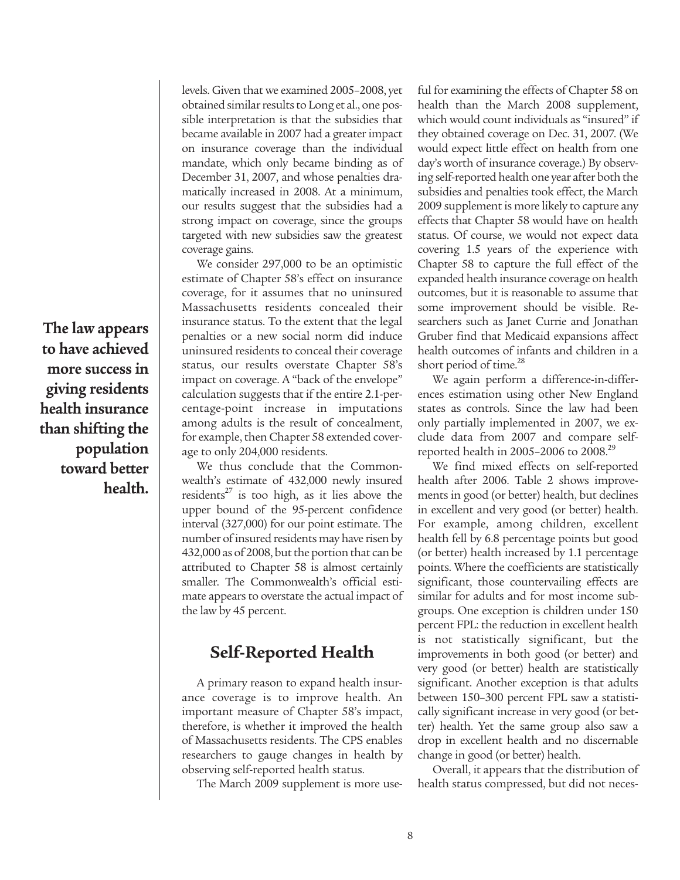levels. Given that we examined 2005–2008, yet obtained similar results to Long et al., one possible interpretation is that the subsidies that became available in 2007 had a greater impact on insurance coverage than the individual mandate, which only became binding as of December 31, 2007, and whose penalties dramatically increased in 2008. At a minimum, our results suggest that the subsidies had a strong impact on coverage, since the groups targeted with new subsidies saw the greatest coverage gains.

We consider 297,000 to be an optimistic estimate of Chapter 58's effect on insurance coverage, for it assumes that no uninsured Massachusetts residents concealed their insurance status. To the extent that the legal penalties or a new social norm did induce uninsured residents to conceal their coverage status, our results overstate Chapter 58's impact on coverage. A "back of the envelope" calculation suggests that if the entire 2.1-percentage-point increase in imputations among adults is the result of concealment, for example, then Chapter 58 extended coverage to only 204,000 residents.

**The law appears to have achieved more success in giving residents health insurance than shifting the population toward better health.**

We thus conclude that the Commonwealth's estimate of 432,000 newly insured residents[27] is too high, as it lies above the upper bound of the 95-percent confidence interval (327,000) for our point estimate. The number of insured residents may have risen by 432,000 as of 2008, but the portion that can be attributed to Chapter 58 is almost certainly smaller. The Commonwealth's official estimate appears to overstate the actual impact of the law by 45 percent.

## Self-Reported Health

A primary reason to expand health insurance coverage is to improve health. An important measure of Chapter 58's impact, therefore, is whether it improved the health of Massachusetts residents. The CPS enables researchers to gauge changes in health by observing self-reported health status.

The March 2009 supplement is more useful for examining the effects of Chapter 58 on health than the March 2008 supplement, which would count individuals as "insured" if they obtained coverage on Dec. 31, 2007. (We would expect little effect on health from one day's worth of insurance coverage.) By observing self-reported health one year after both the subsidies and penalties took effect, the March 2009 supplement is more likely to capture any effects that Chapter 58 would have on health status. Of course, we would not expect data covering 1.5 years of the experience with Chapter 58 to capture the full effect of the expanded health insurance coverage on health outcomes, but it is reasonable to assume that some improvement should be visible. Researchers such as Janet Currie and Jonathan Gruber find that Medicaid expansions affect health outcomes of infants and children in a short period of time.[28]

We again perform a difference-in-differences estimation using other New England states as controls. Since the law had been only partially implemented in 2007, we exclude data from 2007 and compare self-reported health in 2005–2006 to 2008.[29]

We find mixed effects on self-reported health after 2006. Table 2 shows improvements in good (or better) health, but declines in excellent and very good (or better) health. For example, among children, excellent health fell by 6.8 percentage points but good (or better) health increased by 1.1 percentage points. Where the coefficients are statistically significant, those countervailing effects are similar for adults and for most income subgroups. One exception is children under 150 percent FPL: the reduction in excellent health is not statistically significant, but the improvements in both good (or better) and very good (or better) health are statistically significant. Another exception is that adults between 150–300 percent FPL saw a statistically significant increase in very good (or better) health. Yet the same group also saw a drop in excellent health and no discernable change in good (or better) health.

Overall, it appears that the distribution of health status compressed, but did not neces-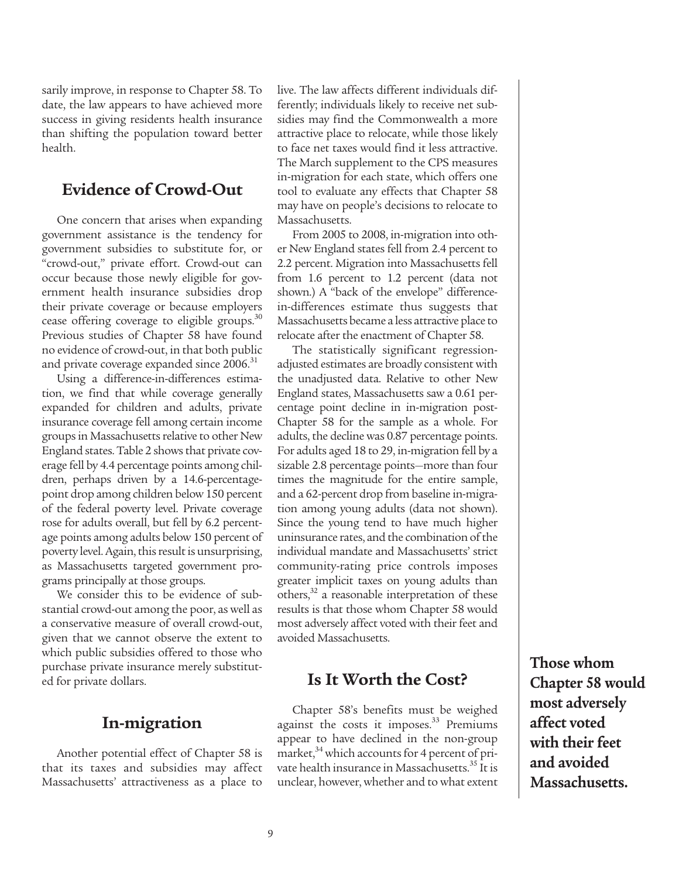sarily improve, in response to Chapter 58. To date, the law appears to have achieved more success in giving residents health insurance than shifting the population toward better health.

## Evidence of Crowd-Out

One concern that arises when expanding government assistance is the tendency for government subsidies to substitute for, or "crowd-out," private effort. Crowd-out can occur because those newly eligible for government health insurance subsidies drop their private coverage or because employers cease offering coverage to eligible groups.[30] Previous studies of Chapter 58 have found no evidence of crowd-out, in that both public and private coverage expanded since 2006.[31]

Using a difference-in-differences estimation, we find that while coverage generally expanded for children and adults, private insurance coverage fell among certain income groups in Massachusetts relative to other New England states. Table 2 shows that private coverage fell by 4.4 percentage points among children, perhaps driven by a 14.6-percentage-point drop among children below 150 percent of the federal poverty level. Private coverage rose for adults overall, but fell by 6.2 percentage points among adults below 150 percent of poverty level. Again, this result is unsurprising, as Massachusetts targeted government programs principally at those groups.

We consider this to be evidence of substantial crowd-out among the poor, as well as a conservative measure of overall crowd-out, given that we cannot observe the extent to which public subsidies offered to those who purchase private insurance merely substituted for private dollars.

## In-migration

Another potential effect of Chapter 58 is that its taxes and subsidies may affect Massachusetts' attractiveness as a place to live. The law affects different individuals differently; individuals likely to receive net subsidies may find the Commonwealth a more attractive place to relocate, while those likely to face net taxes would find it less attractive. The March supplement to the CPS measures in-migration for each state, which offers one tool to evaluate any effects that Chapter 58 may have on people's decisions to relocate to Massachusetts.

From 2005 to 2008, in-migration into other New England states fell from 2.4 percent to 2.2 percent. Migration into Massachusetts fell from 1.6 percent to 1.2 percent (data not shown.) A "back of the envelope" difference-in-differences estimate thus suggests that Massachusetts became a less attractive place to relocate after the enactment of Chapter 58.

The statistically significant regression-adjusted estimates are broadly consistent with the unadjusted data. Relative to other New England states, Massachusetts saw a 0.61 percentage point decline in in-migration post-Chapter 58 for the sample as a whole. For adults, the decline was 0.87 percentage points. For adults aged 18 to 29, in-migration fell by a sizable 2.8 percentage points—more than four times the magnitude for the entire sample, and a 62-percent drop from baseline in-migration among young adults (data not shown). Since the young tend to have much higher uninsurance rates, and the combination of the individual mandate and Massachusetts' strict community-rating price controls imposes greater implicit taxes on young adults than others,[32] a reasonable interpretation of these results is that those whom Chapter 58 would most adversely affect voted with their feet and avoided Massachusetts.

**Those whom Chapter 58 would most adversely affect voted with their feet and avoided Massachusetts.**

## Is It Worth the Cost?

Chapter 58's benefits must be weighed against the costs it imposes.[33] Premiums appear to have declined in the non-group market,[34] which accounts for 4 percent of private health insurance in Massachusetts.[35] It is unclear, however, whether and to what extent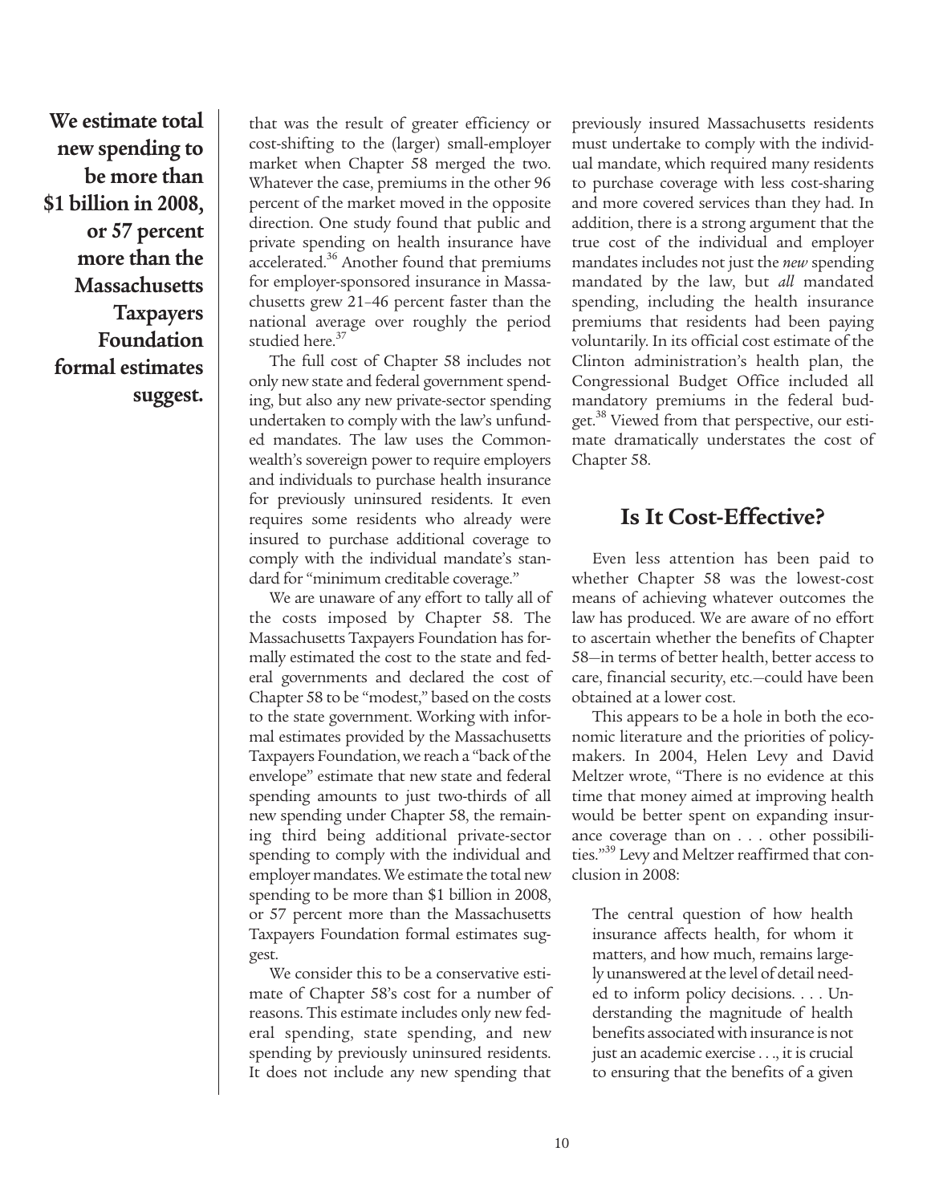**We estimate total new spending to be more than $1 billion in 2008, or 57 percent more than the Massachusetts Taxpayers Foundation formal estimates suggest.**

that was the result of greater efficiency or cost-shifting to the (larger) small-employer market when Chapter 58 merged the two. Whatever the case, premiums in the other 96 percent of the market moved in the opposite direction. One study found that public and private spending on health insurance have accelerated.[36] Another found that premiums for employer-sponsored insurance in Massachusetts grew 21–46 percent faster than the national average over roughly the period studied here.[37]

The full cost of Chapter 58 includes not only new state and federal government spending, but also any new private-sector spending undertaken to comply with the law's unfunded mandates. The law uses the Commonwealth's sovereign power to require employers and individuals to purchase health insurance for previously uninsured residents. It even requires some residents who already were insured to purchase additional coverage to comply with the individual mandate's standard for "minimum creditable coverage."

We are unaware of any effort to tally all of the costs imposed by Chapter 58. The Massachusetts Taxpayers Foundation has formally estimated the cost to the state and federal governments and declared the cost of Chapter 58 to be "modest," based on the costs to the state government. Working with informal estimates provided by the Massachusetts Taxpayers Foundation, we reach a "back of the envelope" estimate that new state and federal spending amounts to just two-thirds of all new spending under Chapter 58, the remaining third being additional private-sector spending to comply with the individual and employer mandates. We estimate the total new spending to be more than $1 billion in 2008, or 57 percent more than the Massachusetts Taxpayers Foundation formal estimates suggest.

We consider this to be a conservative estimate of Chapter 58's cost for a number of reasons. This estimate includes only new federal spending, state spending, and new spending by previously uninsured residents. It does not include any new spending that previously insured Massachusetts residents must undertake to comply with the individual mandate, which required many residents to purchase coverage with less cost-sharing and more covered services than they had. In addition, there is a strong argument that the true cost of the individual and employer mandates includes not just the *new* spending mandated by the law, but *all* mandated spending, including the health insurance premiums that residents had been paying voluntarily. In its official cost estimate of the Clinton administration's health plan, the Congressional Budget Office included all mandatory premiums in the federal budget.[38] Viewed from that perspective, our estimate dramatically understates the cost of Chapter 58.

## Is It Cost-Effective?

Even less attention has been paid to whether Chapter 58 was the lowest-cost means of achieving whatever outcomes the law has produced. We are aware of no effort to ascertain whether the benefits of Chapter 58—in terms of better health, better access to care, financial security, etc.—could have been obtained at a lower cost.

This appears to be a hole in both the economic literature and the priorities of policymakers. In 2004, Helen Levy and David Meltzer wrote, "There is no evidence at this time that money aimed at improving health would be better spent on expanding insurance coverage than on . . . other possibilities."[39] Levy and Meltzer reaffirmed that conclusion in 2008:

> The central question of how health insurance affects health, for whom it matters, and how much, remains largely unanswered at the level of detail needed to inform policy decisions. . . . Understanding the magnitude of health benefits associated with insurance is not just an academic exercise . . ., it is crucial to ensuring that the benefits of a given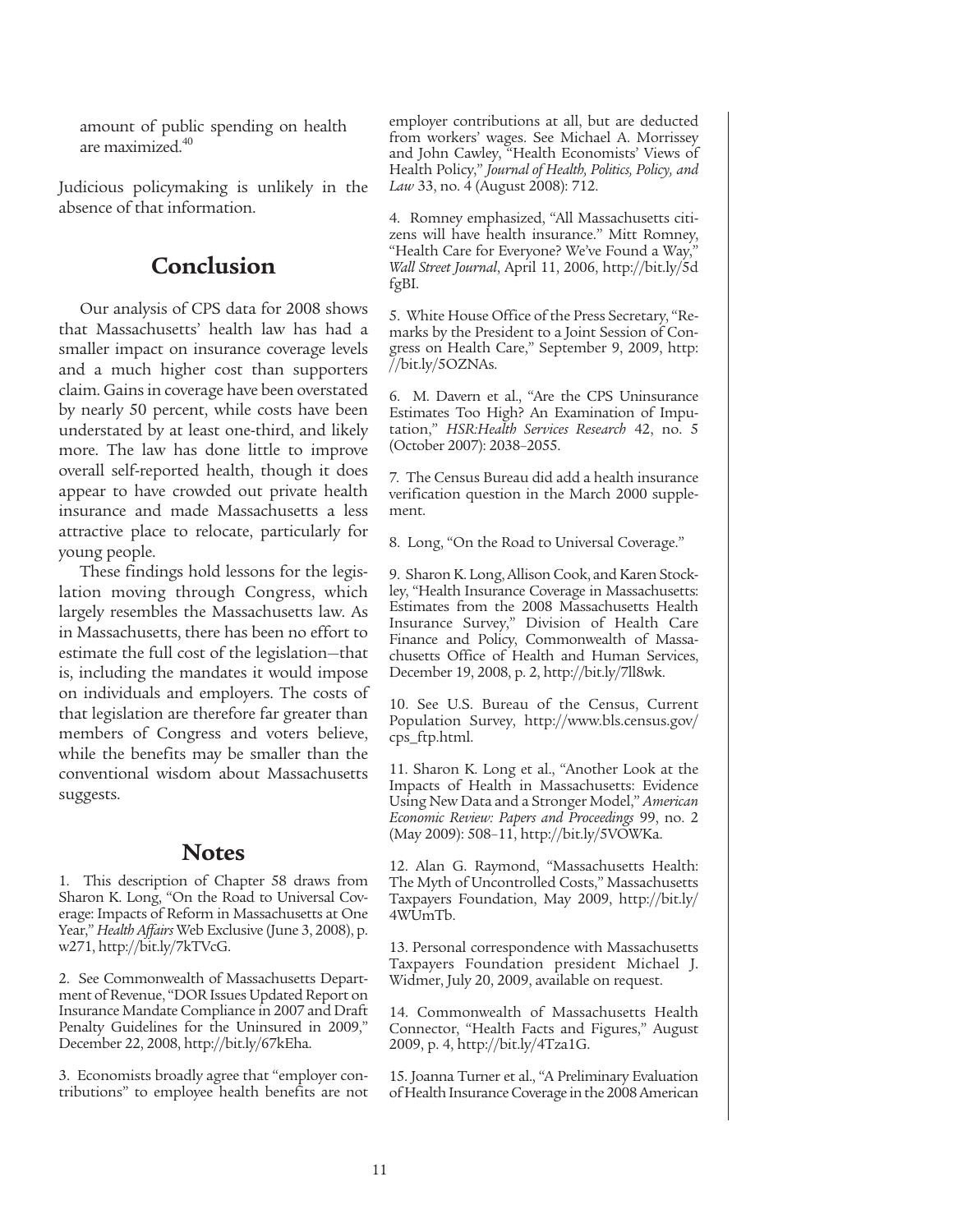amount of public spending on health are maximized.[40]

Judicious policymaking is unlikely in the absence of that information.

## Conclusion

Our analysis of CPS data for 2008 shows that Massachusetts' health law has had a smaller impact on insurance coverage levels and a much higher cost than supporters claim. Gains in coverage have been overstated by nearly 50 percent, while costs have been understated by at least one-third, and likely more. The law has done little to improve overall self-reported health, though it does appear to have crowded out private health insurance and made Massachusetts a less attractive place to relocate, particularly for young people.

These findings hold lessons for the legislation moving through Congress, which largely resembles the Massachusetts law. As in Massachusetts, there has been no effort to estimate the full cost of the legislation—that is, including the mandates it would impose on individuals and employers. The costs of that legislation are therefore far greater than members of Congress and voters believe, while the benefits may be smaller than the conventional wisdom about Massachusetts suggests.

## Notes

1. This description of Chapter 58 draws from Sharon K. Long, "On the Road to Universal Coverage: Impacts of Reform in Massachusetts at One Year," *Health Affairs* Web Exclusive (June 3, 2008), p. w271, http://bit.ly/7kTVcG.

2. See Commonwealth of Massachusetts Department of Revenue, "DOR Issues Updated Report on Insurance Mandate Compliance in 2007 and Draft Penalty Guidelines for the Uninsured in 2009," December 22, 2008, http://bit.ly/67kEha.

3. Economists broadly agree that "employer contributions" to employee health benefits are not employer contributions at all, but are deducted from workers' wages. See Michael A. Morrissey and John Cawley, "Health Economists' Views of Health Policy," *Journal of Health, Politics, Policy, and Law* 33, no. 4 (August 2008): 712.

4. Romney emphasized, "All Massachusetts citizens will have health insurance." Mitt Romney, "Health Care for Everyone? We've Found a Way," *Wall Street Journal*, April 11, 2006, http://bit.ly/5dfgBI.

5. White House Office of the Press Secretary, "Remarks by the President to a Joint Session of Congress on Health Care," September 9, 2009, http://bit.ly/5OZNAs.

6. M. Davern et al., "Are the CPS Uninsurance Estimates Too High? An Examination of Imputation," *HSR:Health Services Research* 42, no. 5 (October 2007): 2038–2055.

7. The Census Bureau did add a health insurance verification question in the March 2000 supplement.

8. Long, "On the Road to Universal Coverage."

9. Sharon K. Long, Allison Cook, and Karen Stockley, "Health Insurance Coverage in Massachusetts: Estimates from the 2008 Massachusetts Health Insurance Survey," Division of Health Care Finance and Policy, Commonwealth of Massachusetts Office of Health and Human Services, December 19, 2008, p. 2, http://bit.ly/7ll8wk.

10. See U.S. Bureau of the Census, Current Population Survey, http://www.bls.census.gov/cps_ftp.html.

11. Sharon K. Long et al., "Another Look at the Impacts of Health in Massachusetts: Evidence Using New Data and a Stronger Model," *American Economic Review: Papers and Proceedings* 99, no. 2 (May 2009): 508–11, http://bit.ly/5VOWKa.

12. Alan G. Raymond, "Massachusetts Health: The Myth of Uncontrolled Costs," Massachusetts Taxpayers Foundation, May 2009, http://bit.ly/4WUmTb.

13. Personal correspondence with Massachusetts Taxpayers Foundation president Michael J. Widmer, July 20, 2009, available on request.

14. Commonwealth of Massachusetts Health Connector, "Health Facts and Figures," August 2009, p. 4, http://bit.ly/4Tza1G.

15. Joanna Turner et al., "A Preliminary Evaluation of Health Insurance Coverage in the 2008 American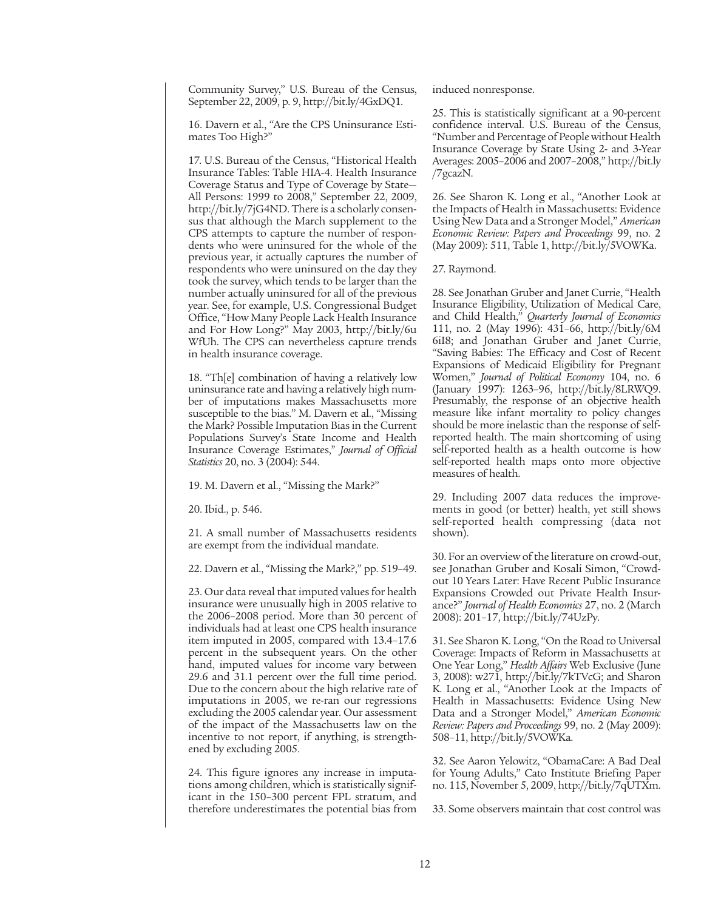Community Survey," U.S. Bureau of the Census, September 22, 2009, p. 9, http://bit.ly/4GxDQ1.

16. Davern et al., "Are the CPS Uninsurance Estimates Too High?"

17. U.S. Bureau of the Census, "Historical Health Insurance Tables: Table HIA-4. Health Insurance Coverage Status and Type of Coverage by State—All Persons: 1999 to 2008," September 22, 2009, http://bit.ly/7jG4ND. There is a scholarly consensus that although the March supplement to the CPS attempts to capture the number of respondents who were uninsured for the whole of the previous year, it actually captures the number of respondents who were uninsured on the day they took the survey, which tends to be larger than the number actually uninsured for all of the previous year. See, for example, U.S. Congressional Budget Office, "How Many People Lack Health Insurance and For How Long?" May 2003, http://bit.ly/6uWfUh. The CPS can nevertheless capture trends in health insurance coverage.

18. "Th[e] combination of having a relatively low uninsurance rate and having a relatively high number of imputations makes Massachusetts more susceptible to the bias." M. Davern et al., "Missing the Mark? Possible Imputation Bias in the Current Populations Survey's State Income and Health Insurance Coverage Estimates," *Journal of Official Statistics* 20, no. 3 (2004): 544.

19. M. Davern et al., "Missing the Mark?"

20. Ibid., p. 546.

21. A small number of Massachusetts residents are exempt from the individual mandate.

22. Davern et al., "Missing the Mark?," pp. 519–49.

23. Our data reveal that imputed values for health insurance were unusually high in 2005 relative to the 2006–2008 period. More than 30 percent of individuals had at least one CPS health insurance item imputed in 2005, compared with 13.4–17.6 percent in the subsequent years. On the other hand, imputed values for income vary between 29.6 and 31.1 percent over the full time period. Due to the concern about the high relative rate of imputations in 2005, we re-ran our regressions excluding the 2005 calendar year. Our assessment of the impact of the Massachusetts law on the incentive to not report, if anything, is strengthened by excluding 2005.

24. This figure ignores any increase in imputations among children, which is statistically significant in the 150–300 percent FPL stratum, and therefore underestimates the potential bias from induced nonresponse.

25. This is statistically significant at a 90-percent confidence interval. U.S. Bureau of the Census, "Number and Percentage of People without Health Insurance Coverage by State Using 2- and 3-Year Averages: 2005–2006 and 2007–2008," http://bit.ly/7gcazN.

26. See Sharon K. Long et al., "Another Look at the Impacts of Health in Massachusetts: Evidence Using New Data and a Stronger Model," *American Economic Review: Papers and Proceedings* 99, no. 2 (May 2009): 511, Table 1, http://bit.ly/5VOWKa.

27. Raymond.

28. See Jonathan Gruber and Janet Currie, "Health Insurance Eligibility, Utilization of Medical Care, and Child Health," *Quarterly Journal of Economics* 111, no. 2 (May 1996): 431–66, http://bit.ly/6M6iI8; and Jonathan Gruber and Janet Currie, "Saving Babies: The Efficacy and Cost of Recent Expansions of Medicaid Eligibility for Pregnant Women," *Journal of Political Economy* 104, no. 6 (January 1997): 1263–96, http://bit.ly/8LRWQ9. Presumably, the response of an objective health measure like infant mortality to policy changes should be more inelastic than the response of self-reported health. The main shortcoming of using self-reported health as a health outcome is how self-reported health maps onto more objective measures of health.

29. Including 2007 data reduces the improvements in good (or better) health, yet still shows self-reported health compressing (data not shown).

30. For an overview of the literature on crowd-out, see Jonathan Gruber and Kosali Simon, "Crowd-out 10 Years Later: Have Recent Public Insurance Expansions Crowded out Private Health Insurance?" *Journal of Health Economics* 27, no. 2 (March 2008): 201–17, http://bit.ly/74UzPy.

31. See Sharon K. Long, "On the Road to Universal Coverage: Impacts of Reform in Massachusetts at One Year Long," *Health Affairs* Web Exclusive (June 3, 2008): w271, http://bit.ly/7kTVcG; and Sharon K. Long et al., "Another Look at the Impacts of Health in Massachusetts: Evidence Using New Data and a Stronger Model," *American Economic Review: Papers and Proceedings* 99, no. 2 (May 2009): 508–11, http://bit.ly/5VOWKa.

32. See Aaron Yelowitz, "ObamaCare: A Bad Deal for Young Adults," Cato Institute Briefing Paper no. 115, November 5, 2009, http://bit.ly/7qUTXm.

33. Some observers maintain that cost control was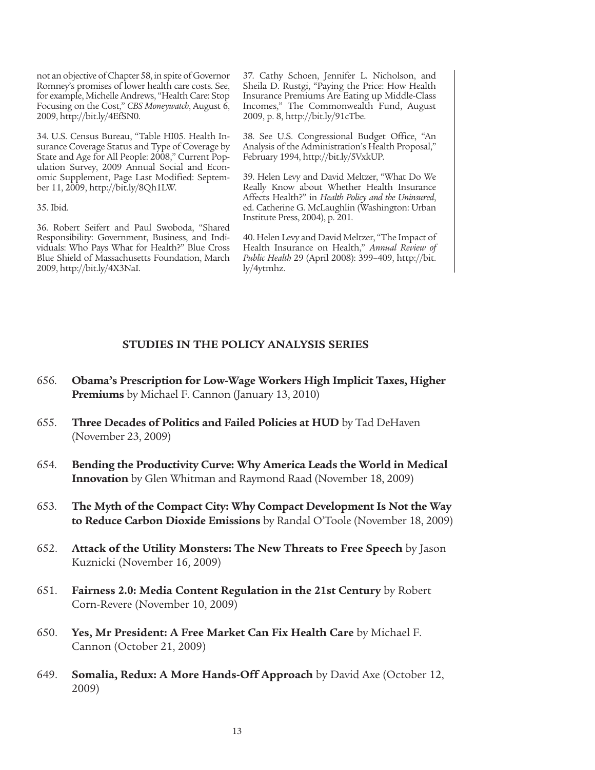not an objective of Chapter 58, in spite of Governor Romney's promises of lower health care costs. See, for example, Michelle Andrews, "Health Care: Stop Focusing on the Cost," *CBS Moneywatch*, August 6, 2009, http://bit.ly/4EfSN0.

34. U.S. Census Bureau, "Table HI05. Health Insurance Coverage Status and Type of Coverage by State and Age for All People: 2008," Current Population Survey, 2009 Annual Social and Economic Supplement, Page Last Modified: September 11, 2009, http://bit.ly/8Qh1LW.

35. Ibid.

36. Robert Seifert and Paul Swoboda, "Shared Responsibility: Government, Business, and Individuals: Who Pays What for Health?" Blue Cross Blue Shield of Massachusetts Foundation, March 2009, http://bit.ly/4X3NaI.

37. Cathy Schoen, Jennifer L. Nicholson, and Sheila D. Rustgi, "Paying the Price: How Health Insurance Premiums Are Eating up Middle-Class Incomes," The Commonwealth Fund, August 2009, p. 8, http://bit.ly/91cTbe.

38. See U.S. Congressional Budget Office, "An Analysis of the Administration's Health Proposal," February 1994, http://bit.ly/5VxkUP.

39. Helen Levy and David Meltzer, "What Do We Really Know about Whether Health Insurance Affects Health?" in *Health Policy and the Uninsured*, ed. Catherine G. McLaughlin (Washington: Urban Institute Press, 2004), p. 201.

40. Helen Levy and David Meltzer, "The Impact of Health Insurance on Health," *Annual Review of Public Health* 29 (April 2008): 399–409, http://bit.ly/4ytmhz.

## STUDIES IN THE POLICY ANALYSIS SERIES

656. **Obama's Prescription for Low-Wage Workers High Implicit Taxes, Higher Premiums** by Michael F. Cannon (January 13, 2010)

655. **Three Decades of Politics and Failed Policies at HUD** by Tad DeHaven (November 23, 2009)

654. **Bending the Productivity Curve: Why America Leads the World in Medical Innovation** by Glen Whitman and Raymond Raad (November 18, 2009)

653. **The Myth of the Compact City: Why Compact Development Is Not the Way to Reduce Carbon Dioxide Emissions** by Randal O'Toole (November 18, 2009)

652. **Attack of the Utility Monsters: The New Threats to Free Speech** by Jason Kuznicki (November 16, 2009)

651. **Fairness 2.0: Media Content Regulation in the 21st Century** by Robert Corn-Revere (November 10, 2009)

650. **Yes, Mr President: A Free Market Can Fix Health Care** by Michael F. Cannon (October 21, 2009)

649. **Somalia, Redux: A More Hands-Off Approach** by David Axe (October 12, 2009)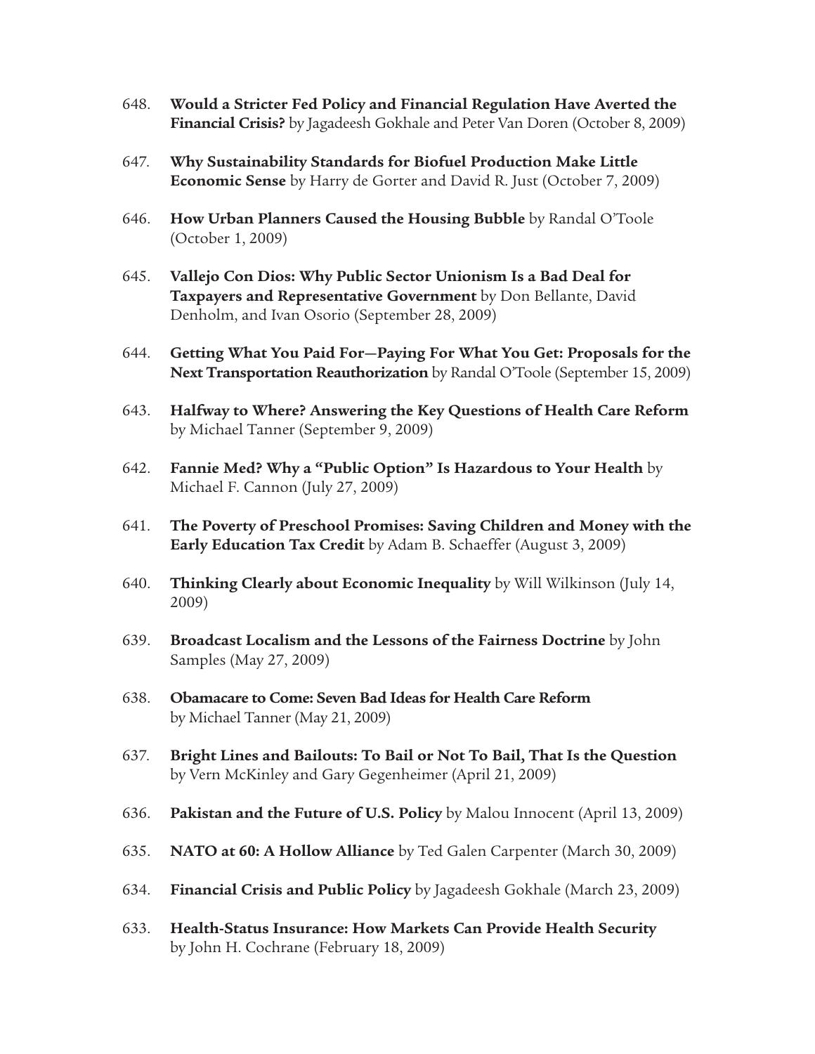648. **Would a Stricter Fed Policy and Financial Regulation Have Averted the Financial Crisis?** by Jagadeesh Gokhale and Peter Van Doren (October 8, 2009)

647. **Why Sustainability Standards for Biofuel Production Make Little Economic Sense** by Harry de Gorter and David R. Just (October 7, 2009)

646. **How Urban Planners Caused the Housing Bubble** by Randal O'Toole (October 1, 2009)

645. **Vallejo Con Dios: Why Public Sector Unionism Is a Bad Deal for Taxpayers and Representative Government** by Don Bellante, David Denholm, and Ivan Osorio (September 28, 2009)

644. **Getting What You Paid For—Paying For What You Get: Proposals for the Next Transportation Reauthorization** by Randal O'Toole (September 15, 2009)

643. **Halfway to Where? Answering the Key Questions of Health Care Reform** by Michael Tanner (September 9, 2009)

642. **Fannie Med? Why a "Public Option" Is Hazardous to Your Health** by Michael F. Cannon (July 27, 2009)

641. **The Poverty of Preschool Promises: Saving Children and Money with the Early Education Tax Credit** by Adam B. Schaeffer (August 3, 2009)

640. **Thinking Clearly about Economic Inequality** by Will Wilkinson (July 14, 2009)

639. **Broadcast Localism and the Lessons of the Fairness Doctrine** by John Samples (May 27, 2009)

638. **Obamacare to Come: Seven Bad Ideas for Health Care Reform** by Michael Tanner (May 21, 2009)

637. **Bright Lines and Bailouts: To Bail or Not To Bail, That Is the Question** by Vern McKinley and Gary Gegenheimer (April 21, 2009)

636. **Pakistan and the Future of U.S. Policy** by Malou Innocent (April 13, 2009)

635. **NATO at 60: A Hollow Alliance** by Ted Galen Carpenter (March 30, 2009)

634. **Financial Crisis and Public Policy** by Jagadeesh Gokhale (March 23, 2009)

633. **Health-Status Insurance: How Markets Can Provide Health Security** by John H. Cochrane (February 18, 2009)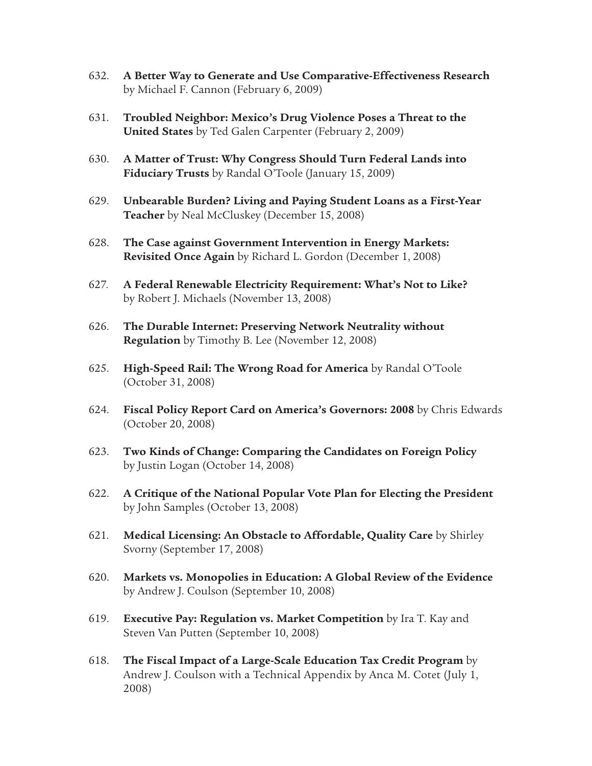632. **A Better Way to Generate and Use Comparative-Effectiveness Research** by Michael F. Cannon (February 6, 2009)

631. **Troubled Neighbor: Mexico's Drug Violence Poses a Threat to the United States** by Ted Galen Carpenter (February 2, 2009)

630. **A Matter of Trust: Why Congress Should Turn Federal Lands into Fiduciary Trusts** by Randal O'Toole (January 15, 2009)

629. **Unbearable Burden? Living and Paying Student Loans as a First-Year Teacher** by Neal McCluskey (December 15, 2008)

628. **The Case against Government Intervention in Energy Markets: Revisited Once Again** by Richard L. Gordon (December 1, 2008)

627. **A Federal Renewable Electricity Requirement: What's Not to Like?** by Robert J. Michaels (November 13, 2008)

626. **The Durable Internet: Preserving Network Neutrality without Regulation** by Timothy B. Lee (November 12, 2008)

625. **High-Speed Rail: The Wrong Road for America** by Randal O'Toole (October 31, 2008)

624. **Fiscal Policy Report Card on America's Governors: 2008** by Chris Edwards (October 20, 2008)

623. **Two Kinds of Change: Comparing the Candidates on Foreign Policy** by Justin Logan (October 14, 2008)

622. **A Critique of the National Popular Vote Plan for Electing the President** by John Samples (October 13, 2008)

621. **Medical Licensing: An Obstacle to Affordable, Quality Care** by Shirley Svorny (September 17, 2008)

620. **Markets vs. Monopolies in Education: A Global Review of the Evidence** by Andrew J. Coulson (September 10, 2008)

619. **Executive Pay: Regulation vs. Market Competition** by Ira T. Kay and Steven Van Putten (September 10, 2008)

618. **The Fiscal Impact of a Large-Scale Education Tax Credit Program** by Andrew J. Coulson with a Technical Appendix by Anca M. Cotet (July 1, 2008)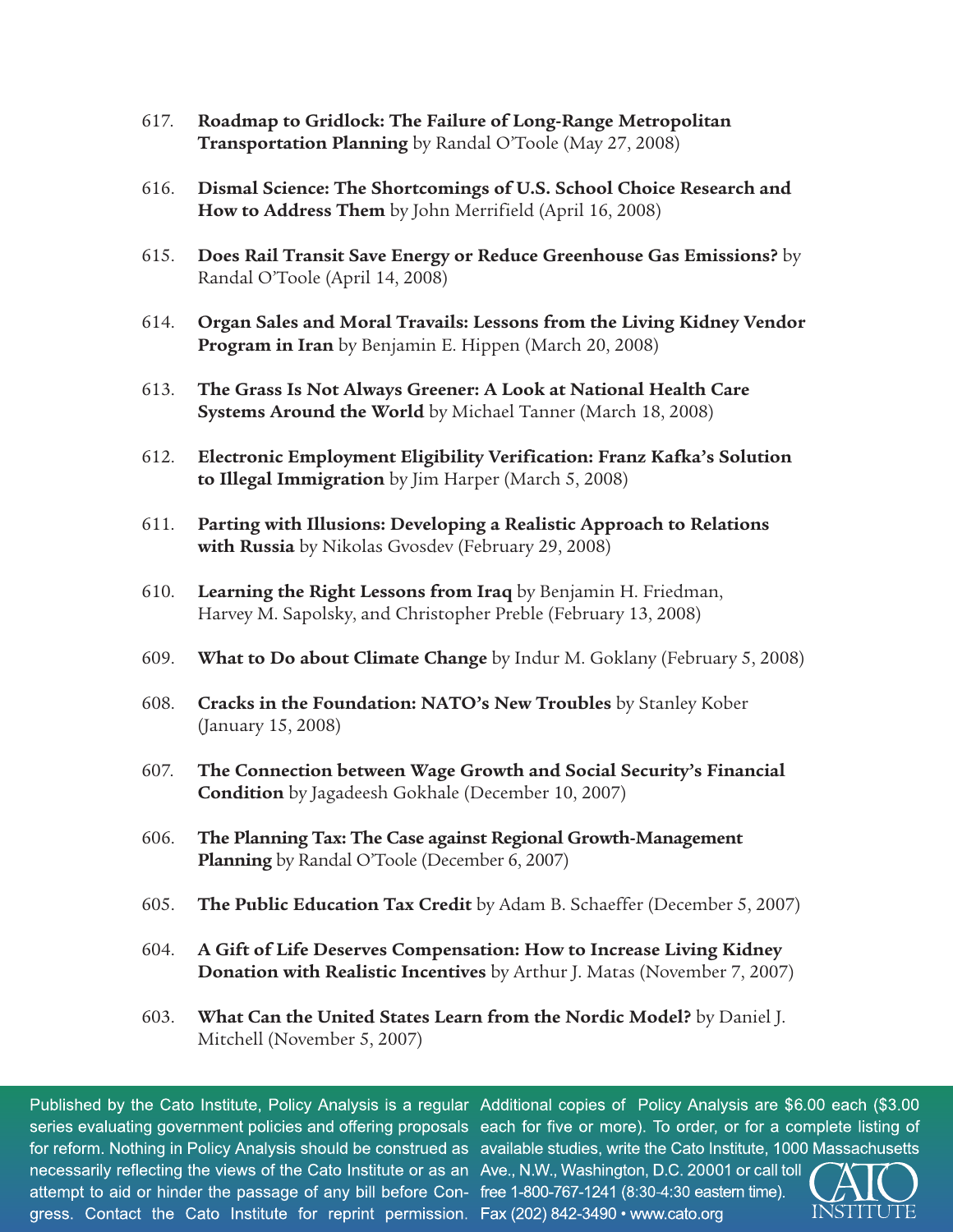617. **Roadmap to Gridlock: The Failure of Long-Range Metropolitan Transportation Planning** by Randal O'Toole (May 27, 2008)

616. **Dismal Science: The Shortcomings of U.S. School Choice Research and How to Address Them** by John Merrifield (April 16, 2008)

615. **Does Rail Transit Save Energy or Reduce Greenhouse Gas Emissions?** by Randal O'Toole (April 14, 2008)

614. **Organ Sales and Moral Travails: Lessons from the Living Kidney Vendor Program in Iran** by Benjamin E. Hippen (March 20, 2008)

613. **The Grass Is Not Always Greener: A Look at National Health Care Systems Around the World** by Michael Tanner (March 18, 2008)

612. **Electronic Employment Eligibility Verification: Franz Kafka's Solution to Illegal Immigration** by Jim Harper (March 5, 2008)

611. **Parting with Illusions: Developing a Realistic Approach to Relations with Russia** by Nikolas Gvosdev (February 29, 2008)

610. **Learning the Right Lessons from Iraq** by Benjamin H. Friedman, Harvey M. Sapolsky, and Christopher Preble (February 13, 2008)

609. **What to Do about Climate Change** by Indur M. Goklany (February 5, 2008)

608. **Cracks in the Foundation: NATO's New Troubles** by Stanley Kober (January 15, 2008)

607. **The Connection between Wage Growth and Social Security's Financial Condition** by Jagadeesh Gokhale (December 10, 2007)

606. **The Planning Tax: The Case against Regional Growth-Management Planning** by Randal O'Toole (December 6, 2007)

605. **The Public Education Tax Credit** by Adam B. Schaeffer (December 5, 2007)

604. **A Gift of Life Deserves Compensation: How to Increase Living Kidney Donation with Realistic Incentives** by Arthur J. Matas (November 7, 2007)

603. **What Can the United States Learn from the Nordic Model?** by Daniel J. Mitchell (November 5, 2007)

Published by the Cato Institute, Policy Analysis is a regular series evaluating government policies and offering proposals for reform. Nothing in Policy Analysis should be construed as necessarily reflecting the views of the Cato Institute or as an attempt to aid or hinder the passage of any bill before Congress. Contact the Cato Institute for reprint permission.

Additional copies of Policy Analysis are $6.00 each ($3.00 each for five or more). To order, or for a complete listing of available studies, write the Cato Institute, 1000 Massachusetts Ave., N.W., Washington, D.C. 20001 or call toll free 1-800-767-1241 (8:30-4:30 eastern time). Fax (202) 842-3490 • www.cato.org

CATO INSTITUTE